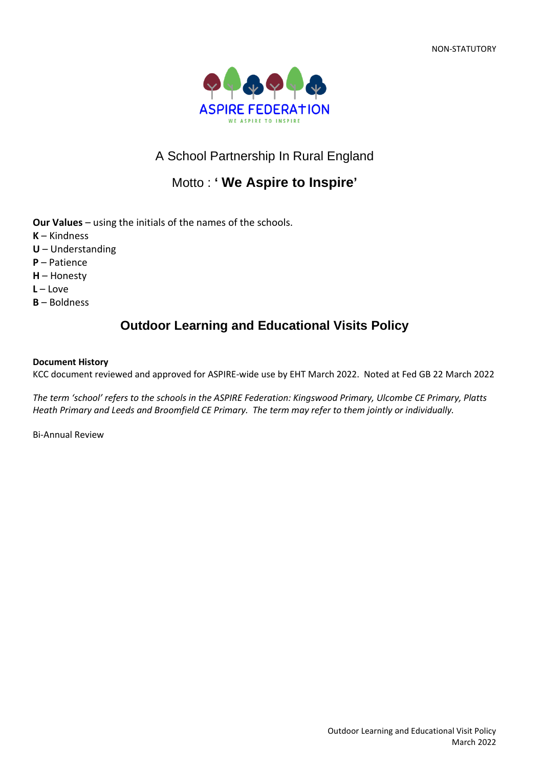NON-STATUTORY

ASPIRE FEDERATION

WE ASPIRE TO INSPIRE

A School Partnership In Rural England

Motto : **' We Aspire to Inspire'**

**Our Values** – using the initials of the names of the schools.

**K** – Kindness
**U** – Understanding
**P** – Patience
**H** – Honesty
**L** – Love
**B** – Boldness

# Outdoor Learning and Educational Visits Policy

**Document History**

KCC document reviewed and approved for ASPIRE-wide use by EHT March 2022. Noted at Fed GB 22 March 2022

*The term 'school' refers to the schools in the ASPIRE Federation: Kingswood Primary, Ulcombe CE Primary, Platts Heath Primary and Leeds and Broomfield CE Primary. The term may refer to them jointly or individually.*

Bi-Annual Review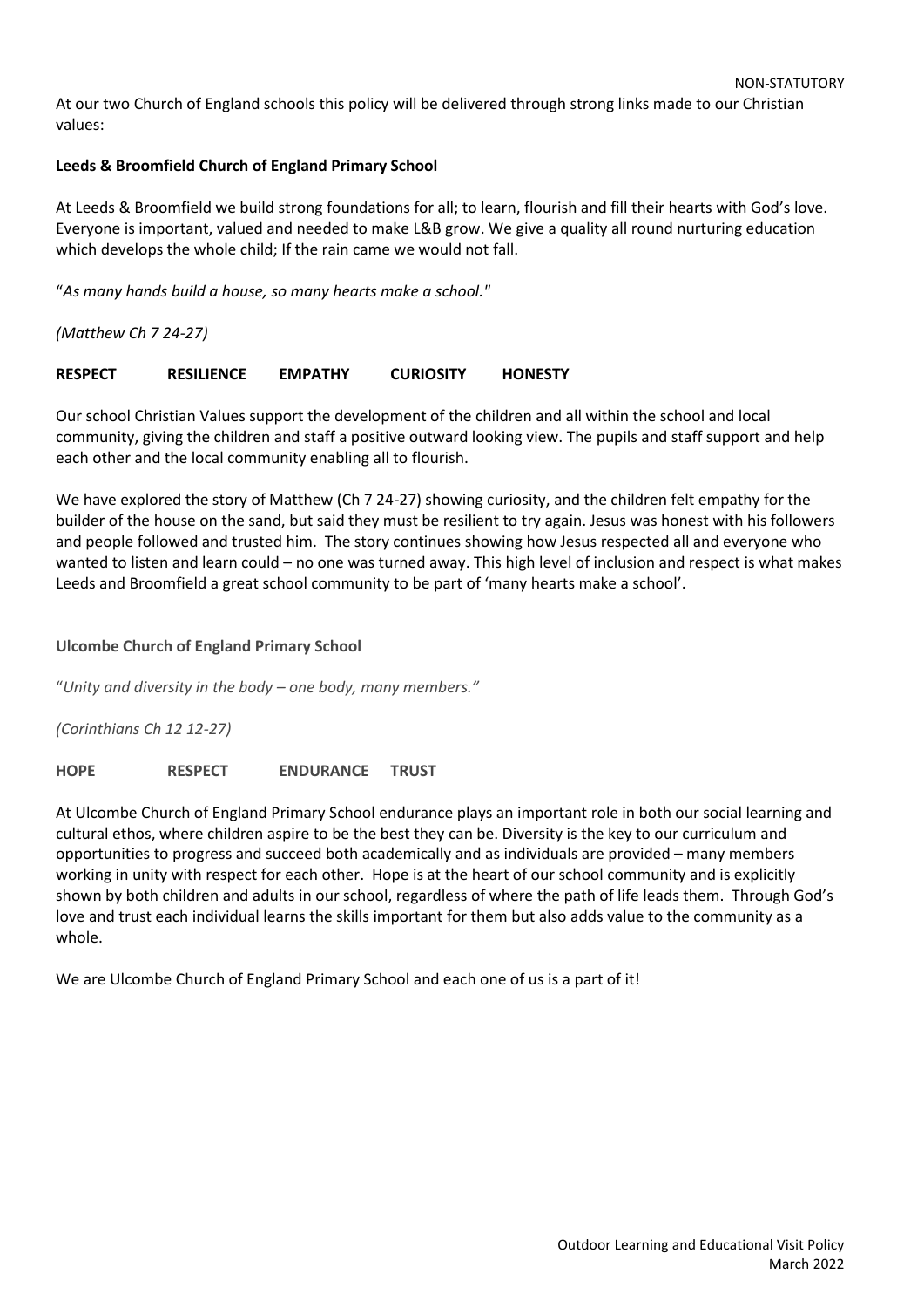NON-STATUTORY

At our two Church of England schools this policy will be delivered through strong links made to our Christian values:

**Leeds & Broomfield Church of England Primary School**

At Leeds & Broomfield we build strong foundations for all; to learn, flourish and fill their hearts with God's love. Everyone is important, valued and needed to make L&B grow. We give a quality all round nurturing education which develops the whole child; If the rain came we would not fall.

"*As many hands build a house, so many hearts make a school."*

*(Matthew Ch 7 24-27)*

**RESPECT RESILIENCE EMPATHY CURIOSITY HONESTY**

Our school Christian Values support the development of the children and all within the school and local community, giving the children and staff a positive outward looking view. The pupils and staff support and help each other and the local community enabling all to flourish.

We have explored the story of Matthew (Ch 7 24-27) showing curiosity, and the children felt empathy for the builder of the house on the sand, but said they must be resilient to try again. Jesus was honest with his followers and people followed and trusted him. The story continues showing how Jesus respected all and everyone who wanted to listen and learn could – no one was turned away. This high level of inclusion and respect is what makes Leeds and Broomfield a great school community to be part of 'many hearts make a school'.

**Ulcombe Church of England Primary School**

"*Unity and diversity in the body – one body, many members."*

*(Corinthians Ch 12 12-27)*

**HOPE RESPECT ENDURANCE TRUST**

At Ulcombe Church of England Primary School endurance plays an important role in both our social learning and cultural ethos, where children aspire to be the best they can be. Diversity is the key to our curriculum and opportunities to progress and succeed both academically and as individuals are provided – many members working in unity with respect for each other. Hope is at the heart of our school community and is explicitly shown by both children and adults in our school, regardless of where the path of life leads them. Through God's love and trust each individual learns the skills important for them but also adds value to the community as a whole.

We are Ulcombe Church of England Primary School and each one of us is a part of it!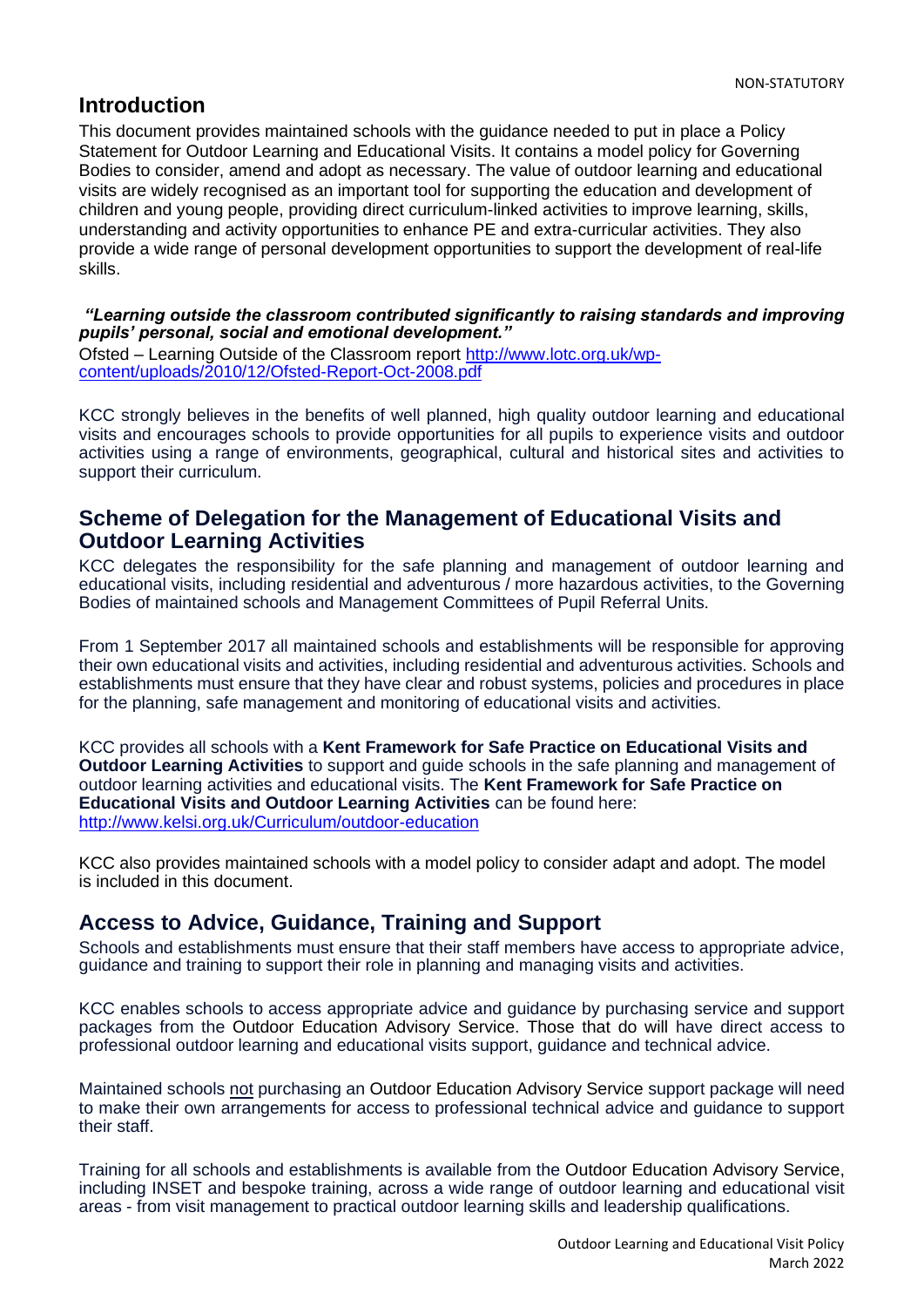## Introduction

This document provides maintained schools with the guidance needed to put in place a Policy Statement for Outdoor Learning and Educational Visits. It contains a model policy for Governing Bodies to consider, amend and adopt as necessary. The value of outdoor learning and educational visits are widely recognised as an important tool for supporting the education and development of children and young people, providing direct curriculum-linked activities to improve learning, skills, understanding and activity opportunities to enhance PE and extra-curricular activities. They also provide a wide range of personal development opportunities to support the development of real-life skills.

***"Learning outside the classroom contributed significantly to raising standards and improving pupils' personal, social and emotional development."***

Ofsted – Learning Outside of the Classroom report [http://www.lotc.org.uk/wp-content/uploads/2010/12/Ofsted-Report-Oct-2008.pdf](http://www.lotc.org.uk/wp-content/uploads/2010/12/Ofsted-Report-Oct-2008.pdf)

KCC strongly believes in the benefits of well planned, high quality outdoor learning and educational visits and encourages schools to provide opportunities for all pupils to experience visits and outdoor activities using a range of environments, geographical, cultural and historical sites and activities to support their curriculum.

## Scheme of Delegation for the Management of Educational Visits and Outdoor Learning Activities

KCC delegates the responsibility for the safe planning and management of outdoor learning and educational visits, including residential and adventurous / more hazardous activities, to the Governing Bodies of maintained schools and Management Committees of Pupil Referral Units.

From 1 September 2017 all maintained schools and establishments will be responsible for approving their own educational visits and activities, including residential and adventurous activities. Schools and establishments must ensure that they have clear and robust systems, policies and procedures in place for the planning, safe management and monitoring of educational visits and activities.

KCC provides all schools with a **Kent Framework for Safe Practice on Educational Visits and Outdoor Learning Activities** to support and guide schools in the safe planning and management of outdoor learning activities and educational visits. The **Kent Framework for Safe Practice on Educational Visits and Outdoor Learning Activities** can be found here: [http://www.kelsi.org.uk/Curriculum/outdoor-education](http://www.kelsi.org.uk/Curriculum/outdoor-education)

KCC also provides maintained schools with a model policy to consider adapt and adopt. The model is included in this document.

## Access to Advice, Guidance, Training and Support

Schools and establishments must ensure that their staff members have access to appropriate advice, guidance and training to support their role in planning and managing visits and activities.

KCC enables schools to access appropriate advice and guidance by purchasing service and support packages from the Outdoor Education Advisory Service. Those that do will have direct access to professional outdoor learning and educational visits support, guidance and technical advice.

Maintained schools <u>not</u> purchasing an Outdoor Education Advisory Service support package will need to make their own arrangements for access to professional technical advice and guidance to support their staff.

Training for all schools and establishments is available from the Outdoor Education Advisory Service, including INSET and bespoke training, across a wide range of outdoor learning and educational visit areas - from visit management to practical outdoor learning skills and leadership qualifications.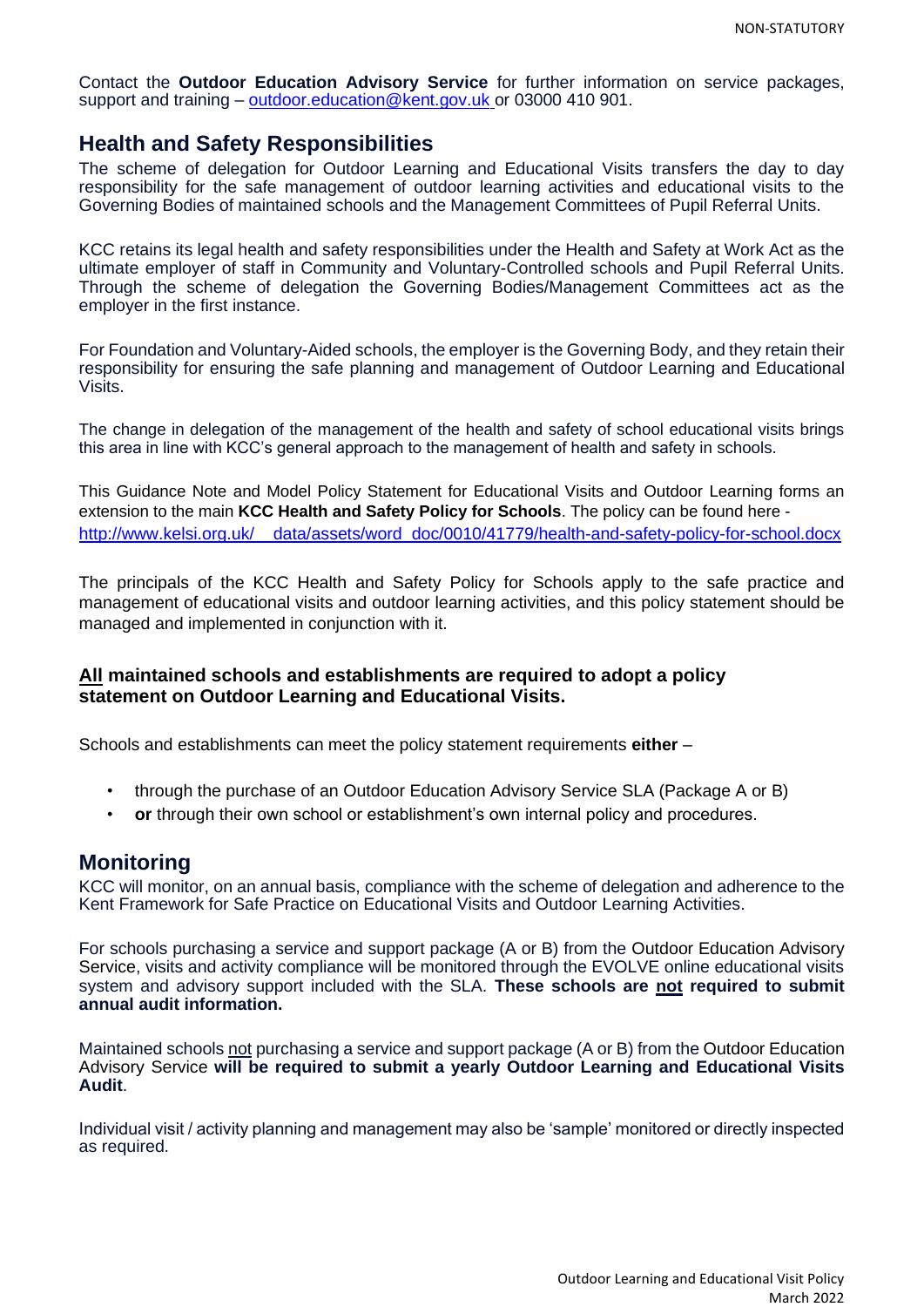Contact the **Outdoor Education Advisory Service** for further information on service packages, support and training – outdoor.education@kent.gov.uk or 03000 410 901.

## Health and Safety Responsibilities

The scheme of delegation for Outdoor Learning and Educational Visits transfers the day to day responsibility for the safe management of outdoor learning activities and educational visits to the Governing Bodies of maintained schools and the Management Committees of Pupil Referral Units.

KCC retains its legal health and safety responsibilities under the Health and Safety at Work Act as the ultimate employer of staff in Community and Voluntary-Controlled schools and Pupil Referral Units. Through the scheme of delegation the Governing Bodies/Management Committees act as the employer in the first instance.

For Foundation and Voluntary-Aided schools, the employer is the Governing Body, and they retain their responsibility for ensuring the safe planning and management of Outdoor Learning and Educational Visits.

The change in delegation of the management of the health and safety of school educational visits brings this area in line with KCC's general approach to the management of health and safety in schools.

This Guidance Note and Model Policy Statement for Educational Visits and Outdoor Learning forms an extension to the main **KCC Health and Safety Policy for Schools**. The policy can be found here - http://www.kelsi.org.uk/__data/assets/word_doc/0010/41779/health-and-safety-policy-for-school.docx

The principals of the KCC Health and Safety Policy for Schools apply to the safe practice and management of educational visits and outdoor learning activities, and this policy statement should be managed and implemented in conjunction with it.

**All maintained schools and establishments are required to adopt a policy statement on Outdoor Learning and Educational Visits.**

Schools and establishments can meet the policy statement requirements **either** –

- through the purchase of an Outdoor Education Advisory Service SLA (Package A or B)
- **or** through their own school or establishment's own internal policy and procedures.

## Monitoring

KCC will monitor, on an annual basis, compliance with the scheme of delegation and adherence to the Kent Framework for Safe Practice on Educational Visits and Outdoor Learning Activities.

For schools purchasing a service and support package (A or B) from the Outdoor Education Advisory Service, visits and activity compliance will be monitored through the EVOLVE online educational visits system and advisory support included with the SLA. **These schools are not required to submit annual audit information.**

Maintained schools not purchasing a service and support package (A or B) from the Outdoor Education Advisory Service **will be required to submit a yearly Outdoor Learning and Educational Visits Audit**.

Individual visit / activity planning and management may also be 'sample' monitored or directly inspected as required.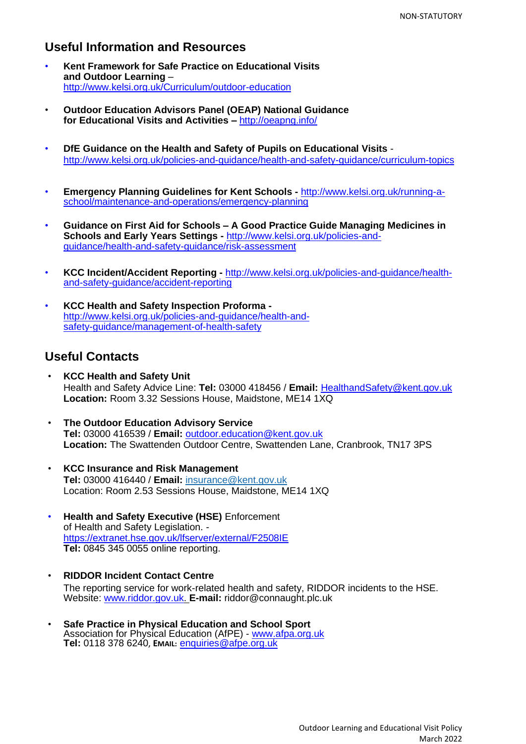## Useful Information and Resources

- **Kent Framework for Safe Practice on Educational Visits and Outdoor Learning** – http://www.kelsi.org.uk/Curriculum/outdoor-education

- **Outdoor Education Advisors Panel (OEAP) National Guidance for Educational Visits and Activities –** http://oeapng.info/

- **DfE Guidance on the Health and Safety of Pupils on Educational Visits** - http://www.kelsi.org.uk/policies-and-guidance/health-and-safety-guidance/curriculum-topics

- **Emergency Planning Guidelines for Kent Schools -** http://www.kelsi.org.uk/running-a-school/maintenance-and-operations/emergency-planning

- **Guidance on First Aid for Schools – A Good Practice Guide Managing Medicines in Schools and Early Years Settings -** http://www.kelsi.org.uk/policies-and-guidance/health-and-safety-guidance/risk-assessment

- **KCC Incident/Accident Reporting -** http://www.kelsi.org.uk/policies-and-guidance/health-and-safety-guidance/accident-reporting

- **KCC Health and Safety Inspection Proforma -** http://www.kelsi.org.uk/policies-and-guidance/health-and-safety-guidance/management-of-health-safety

## Useful Contacts

- **KCC Health and Safety Unit**
  Health and Safety Advice Line: **Tel:** 03000 418456 / **Email:** HealthandSafety@kent.gov.uk
  **Location:** Room 3.32 Sessions House, Maidstone, ME14 1XQ

- **The Outdoor Education Advisory Service**
  **Tel:** 03000 416539 / **Email:** outdoor.education@kent.gov.uk
  **Location:** The Swattenden Outdoor Centre, Swattenden Lane, Cranbrook, TN17 3PS

- **KCC Insurance and Risk Management**
  **Tel:** 03000 416440 / **Email:** insurance@kent.gov.uk
  Location: Room 2.53 Sessions House, Maidstone, ME14 1XQ

- **Health and Safety Executive (HSE)** Enforcement of Health and Safety Legislation. - https://extranet.hse.gov.uk/lfserver/external/F2508IE
  **Tel:** 0845 345 0055 online reporting.

- **RIDDOR Incident Contact Centre**
  The reporting service for work-related health and safety, RIDDOR incidents to the HSE.
  Website: www.riddor.gov.uk. **E-mail:** riddor@connaught.plc.uk

- **Safe Practice in Physical Education and School Sport**
  Association for Physical Education (AfPE) - www.afpa.org.uk
  **Tel:** 0118 378 6240, **EMAIL:** enquiries@afpe.org.uk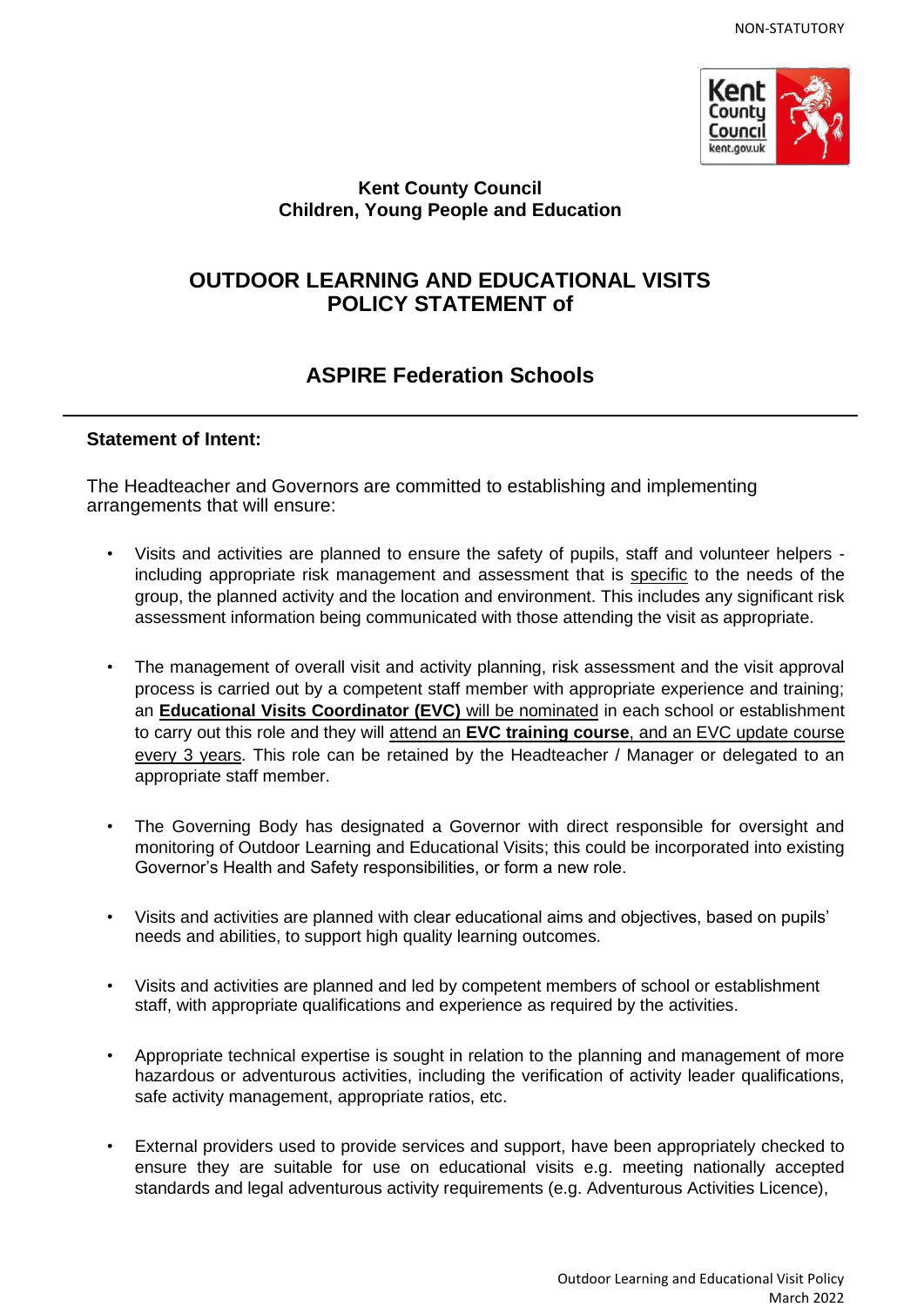NON-STATUTORY

Kent County Council
Children, Young People and Education

# OUTDOOR LEARNING AND EDUCATIONAL VISITS POLICY STATEMENT of

## ASPIRE Federation Schools

---

**Statement of Intent:**

The Headteacher and Governors are committed to establishing and implementing arrangements that will ensure:

- Visits and activities are planned to ensure the safety of pupils, staff and volunteer helpers - including appropriate risk management and assessment that is specific to the needs of the group, the planned activity and the location and environment. This includes any significant risk assessment information being communicated with those attending the visit as appropriate.

- The management of overall visit and activity planning, risk assessment and the visit approval process is carried out by a competent staff member with appropriate experience and training; an **Educational Visits Coordinator (EVC)** will be nominated in each school or establishment to carry out this role and they will attend an **EVC training course**, and an EVC update course every 3 years. This role can be retained by the Headteacher / Manager or delegated to an appropriate staff member.

- The Governing Body has designated a Governor with direct responsible for oversight and monitoring of Outdoor Learning and Educational Visits; this could be incorporated into existing Governor's Health and Safety responsibilities, or form a new role.

- Visits and activities are planned with clear educational aims and objectives, based on pupils' needs and abilities, to support high quality learning outcomes.

- Visits and activities are planned and led by competent members of school or establishment staff, with appropriate qualifications and experience as required by the activities.

- Appropriate technical expertise is sought in relation to the planning and management of more hazardous or adventurous activities, including the verification of activity leader qualifications, safe activity management, appropriate ratios, etc.

- External providers used to provide services and support, have been appropriately checked to ensure they are suitable for use on educational visits e.g. meeting nationally accepted standards and legal adventurous activity requirements (e.g. Adventurous Activities Licence),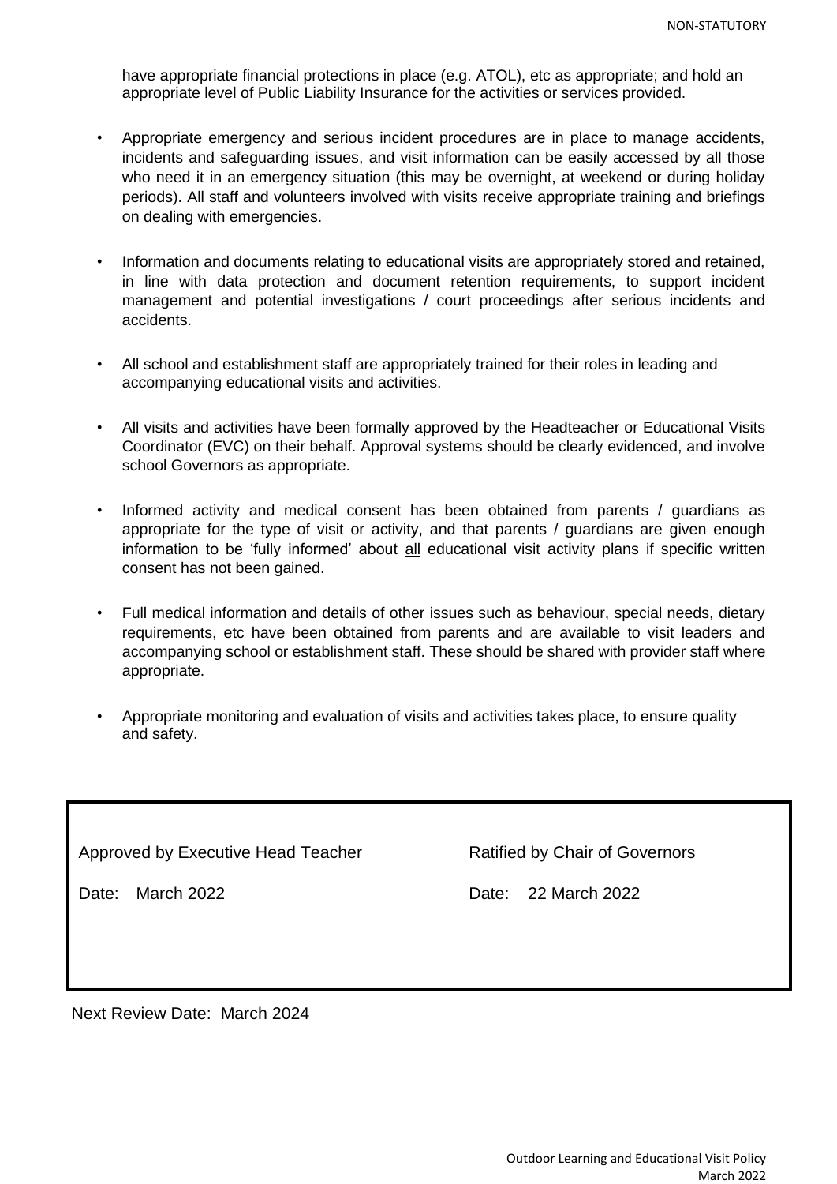have appropriate financial protections in place (e.g. ATOL), etc as appropriate; and hold an appropriate level of Public Liability Insurance for the activities or services provided.

- Appropriate emergency and serious incident procedures are in place to manage accidents, incidents and safeguarding issues, and visit information can be easily accessed by all those who need it in an emergency situation (this may be overnight, at weekend or during holiday periods). All staff and volunteers involved with visits receive appropriate training and briefings on dealing with emergencies.

- Information and documents relating to educational visits are appropriately stored and retained, in line with data protection and document retention requirements, to support incident management and potential investigations / court proceedings after serious incidents and accidents.

- All school and establishment staff are appropriately trained for their roles in leading and accompanying educational visits and activities.

- All visits and activities have been formally approved by the Headteacher or Educational Visits Coordinator (EVC) on their behalf. Approval systems should be clearly evidenced, and involve school Governors as appropriate.

- Informed activity and medical consent has been obtained from parents / guardians as appropriate for the type of visit or activity, and that parents / guardians are given enough information to be 'fully informed' about <u>all</u> educational visit activity plans if specific written consent has not been gained.

- Full medical information and details of other issues such as behaviour, special needs, dietary requirements, etc have been obtained from parents and are available to visit leaders and accompanying school or establishment staff. These should be shared with provider staff where appropriate.

- Appropriate monitoring and evaluation of visits and activities takes place, to ensure quality and safety.

| | |
|---|---|
| Approved by Executive Head Teacher | Ratified by Chair of Governors |
| Date: March 2022 | Date: 22 March 2022 |

Next Review Date: March 2024